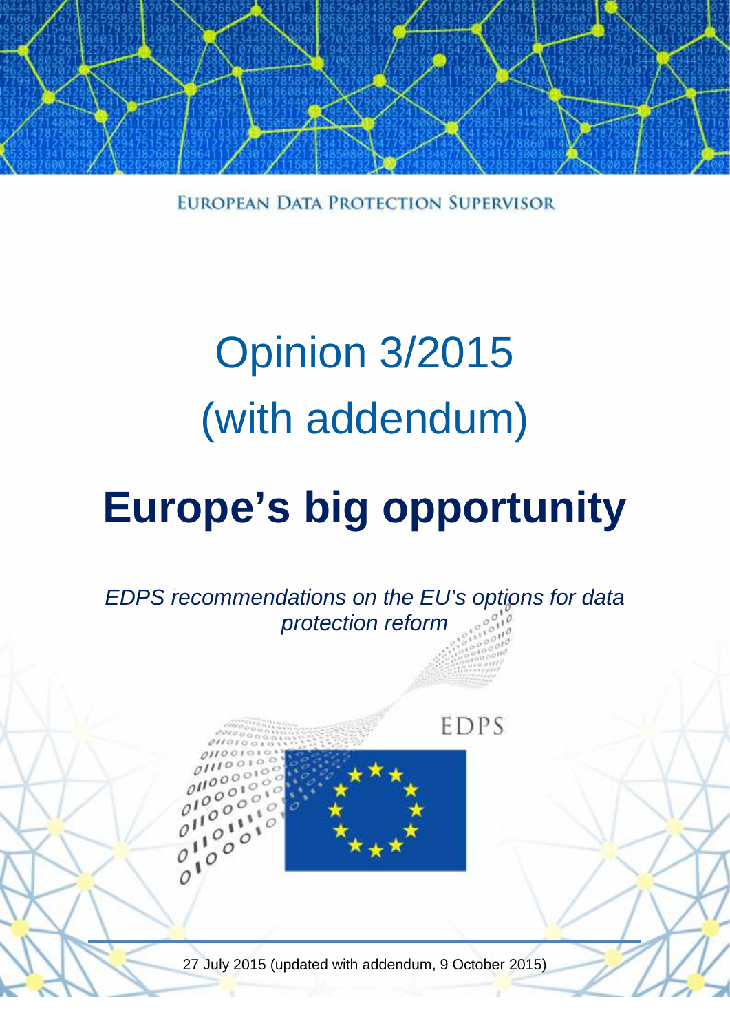EUROPEAN DATA PROTECTION SUPERVISOR

# Opinion 3/2015 (with addendum)

# Europe's big opportunity

*EDPS recommendations on the EU's options for data protection reform*

EDPS

27 July 2015 (updated with addendum, 9 October 2015)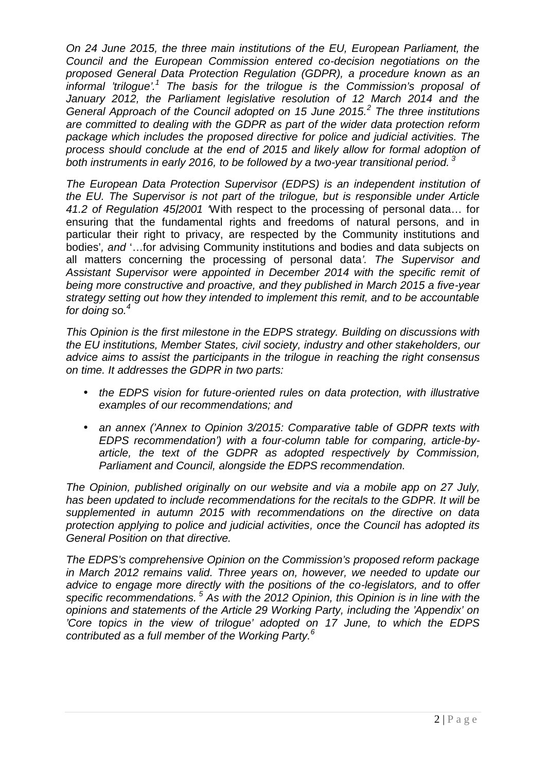*On 24 June 2015, the three main institutions of the EU, European Parliament, the Council and the European Commission entered co-decision negotiations on the proposed General Data Protection Regulation (GDPR), a procedure known as an informal 'trilogue'.*[1] *The basis for the trilogue is the Commission's proposal of January 2012, the Parliament legislative resolution of 12 March 2014 and the General Approach of the Council adopted on 15 June 2015.*[2] *The three institutions are committed to dealing with the GDPR as part of the wider data protection reform package which includes the proposed directive for police and judicial activities. The process should conclude at the end of 2015 and likely allow for formal adoption of both instruments in early 2016, to be followed by a two-year transitional period.*[3]

*The European Data Protection Supervisor (EDPS) is an independent institution of the EU. The Supervisor is not part of the trilogue, but is responsible under Article 41.2 of Regulation 45/2001* 'With respect to the processing of personal data… for ensuring that the fundamental rights and freedoms of natural persons, and in particular their right to privacy, are respected by the Community institutions and bodies', *and* '…for advising Community institutions and bodies and data subjects on all matters concerning the processing of personal data'*. The Supervisor and Assistant Supervisor were appointed in December 2014 with the specific remit of being more constructive and proactive, and they published in March 2015 a five-year strategy setting out how they intended to implement this remit, and to be accountable for doing so.*[4]

*This Opinion is the first milestone in the EDPS strategy. Building on discussions with the EU institutions, Member States, civil society, industry and other stakeholders, our advice aims to assist the participants in the trilogue in reaching the right consensus on time. It addresses the GDPR in two parts:*

- *the EDPS vision for future-oriented rules on data protection, with illustrative examples of our recommendations; and*
- *an annex ('Annex to Opinion 3/2015: Comparative table of GDPR texts with EDPS recommendation') with a four-column table for comparing, article-by-article, the text of the GDPR as adopted respectively by Commission, Parliament and Council, alongside the EDPS recommendation.*

*The Opinion, published originally on our website and via a mobile app on 27 July, has been updated to include recommendations for the recitals to the GDPR. It will be supplemented in autumn 2015 with recommendations on the directive on data protection applying to police and judicial activities, once the Council has adopted its General Position on that directive.*

*The EDPS's comprehensive Opinion on the Commission's proposed reform package in March 2012 remains valid. Three years on, however, we needed to update our advice to engage more directly with the positions of the co-legislators, and to offer specific recommendations.*[5] *As with the 2012 Opinion, this Opinion is in line with the opinions and statements of the Article 29 Working Party, including the 'Appendix' on 'Core topics in the view of trilogue' adopted on 17 June, to which the EDPS contributed as a full member of the Working Party.*[6]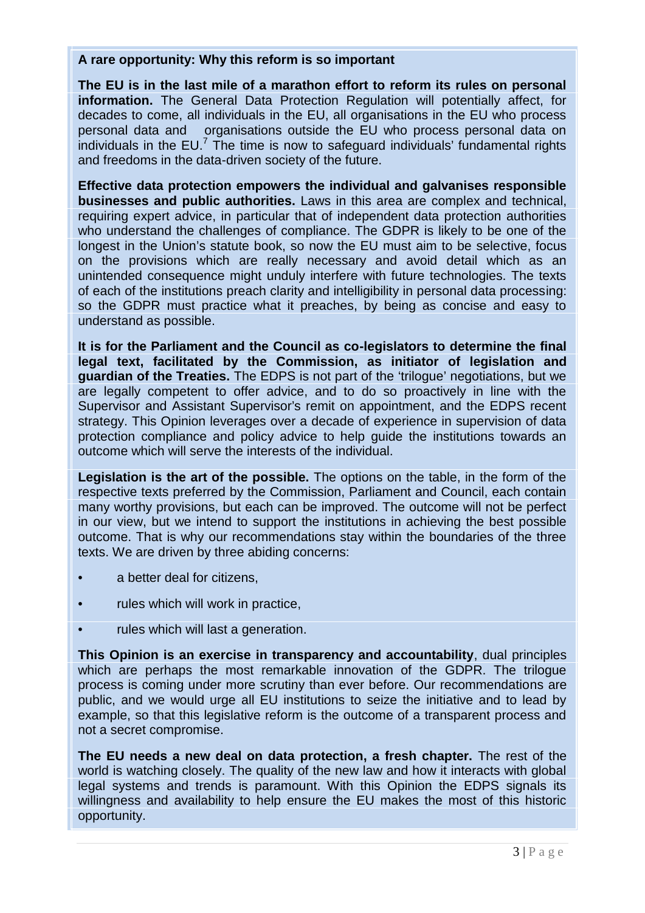**A rare opportunity: Why this reform is so important**

**The EU is in the last mile of a marathon effort to reform its rules on personal information.** The General Data Protection Regulation will potentially affect, for decades to come, all individuals in the EU, all organisations in the EU who process personal data and organisations outside the EU who process personal data on individuals in the EU.[7] The time is now to safeguard individuals' fundamental rights and freedoms in the data-driven society of the future.

**Effective data protection empowers the individual and galvanises responsible businesses and public authorities.** Laws in this area are complex and technical, requiring expert advice, in particular that of independent data protection authorities who understand the challenges of compliance. The GDPR is likely to be one of the longest in the Union's statute book, so now the EU must aim to be selective, focus on the provisions which are really necessary and avoid detail which as an unintended consequence might unduly interfere with future technologies. The texts of each of the institutions preach clarity and intelligibility in personal data processing: so the GDPR must practice what it preaches, by being as concise and easy to understand as possible.

**It is for the Parliament and the Council as co-legislators to determine the final legal text, facilitated by the Commission, as initiator of legislation and guardian of the Treaties.** The EDPS is not part of the 'trilogue' negotiations, but we are legally competent to offer advice, and to do so proactively in line with the Supervisor and Assistant Supervisor's remit on appointment, and the EDPS recent strategy. This Opinion leverages over a decade of experience in supervision of data protection compliance and policy advice to help guide the institutions towards an outcome which will serve the interests of the individual.

**Legislation is the art of the possible.** The options on the table, in the form of the respective texts preferred by the Commission, Parliament and Council, each contain many worthy provisions, but each can be improved. The outcome will not be perfect in our view, but we intend to support the institutions in achieving the best possible outcome. That is why our recommendations stay within the boundaries of the three texts. We are driven by three abiding concerns:

- a better deal for citizens,
- rules which will work in practice,
- rules which will last a generation.

**This Opinion is an exercise in transparency and accountability**, dual principles which are perhaps the most remarkable innovation of the GDPR. The trilogue process is coming under more scrutiny than ever before. Our recommendations are public, and we would urge all EU institutions to seize the initiative and to lead by example, so that this legislative reform is the outcome of a transparent process and not a secret compromise.

**The EU needs a new deal on data protection, a fresh chapter.** The rest of the world is watching closely. The quality of the new law and how it interacts with global legal systems and trends is paramount. With this Opinion the EDPS signals its willingness and availability to help ensure the EU makes the most of this historic opportunity.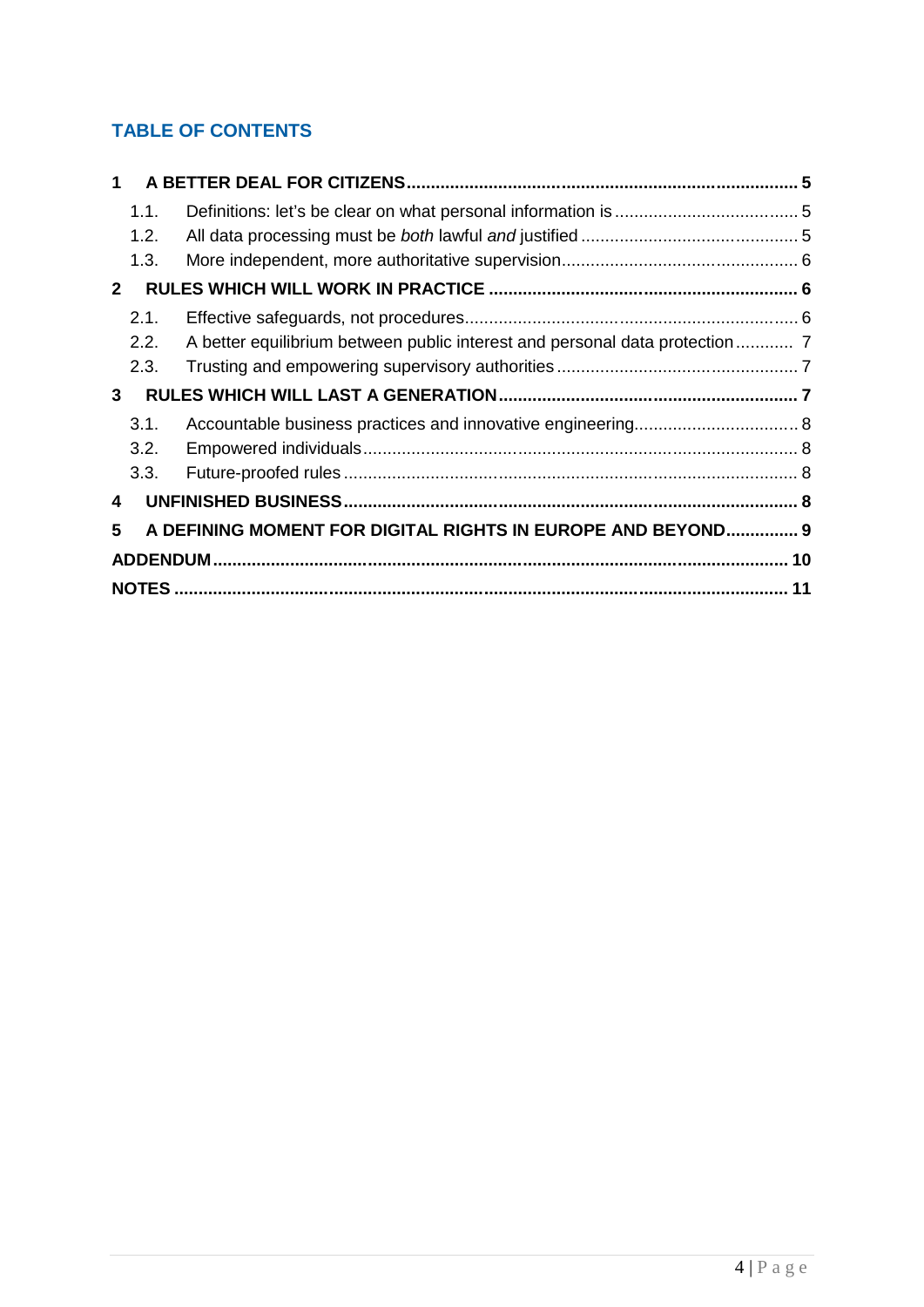## TABLE OF CONTENTS

**1 A BETTER DEAL FOR CITIZENS ........ 5**

- 1.1. Definitions: let's be clear on what personal information is ........ 5
- 1.2. All data processing must be *both* lawful *and* justified ........ 5
- 1.3. More independent, more authoritative supervision ........ 6

**2 RULES WHICH WILL WORK IN PRACTICE ........ 6**

- 2.1. Effective safeguards, not procedures ........ 6
- 2.2. A better equilibrium between public interest and personal data protection ........ 7
- 2.3. Trusting and empowering supervisory authorities ........ 7

**3 RULES WHICH WILL LAST A GENERATION ........ 7**

- 3.1. Accountable business practices and innovative engineering ........ 8
- 3.2. Empowered individuals ........ 8
- 3.3. Future-proofed rules ........ 8

**4 UNFINISHED BUSINESS ........ 8**

**5 A DEFINING MOMENT FOR DIGITAL RIGHTS IN EUROPE AND BEYOND ........ 9**

**ADDENDUM ........ 10**

**NOTES ........ 11**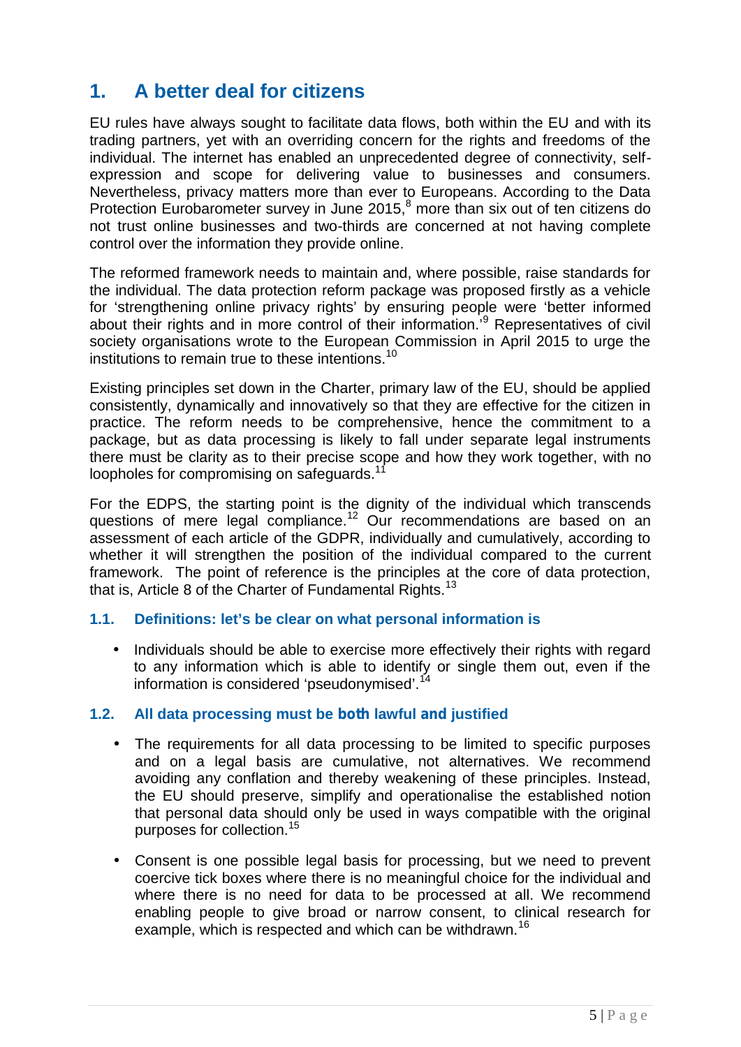# 1. A better deal for citizens

EU rules have always sought to facilitate data flows, both within the EU and with its trading partners, yet with an overriding concern for the rights and freedoms of the individual. The internet has enabled an unprecedented degree of connectivity, self-expression and scope for delivering value to businesses and consumers. Nevertheless, privacy matters more than ever to Europeans. According to the Data Protection Eurobarometer survey in June 2015,[8] more than six out of ten citizens do not trust online businesses and two-thirds are concerned at not having complete control over the information they provide online.

The reformed framework needs to maintain and, where possible, raise standards for the individual. The data protection reform package was proposed firstly as a vehicle for 'strengthening online privacy rights' by ensuring people were 'better informed about their rights and in more control of their information.'[9] Representatives of civil society organisations wrote to the European Commission in April 2015 to urge the institutions to remain true to these intentions.[10]

Existing principles set down in the Charter, primary law of the EU, should be applied consistently, dynamically and innovatively so that they are effective for the citizen in practice. The reform needs to be comprehensive, hence the commitment to a package, but as data processing is likely to fall under separate legal instruments there must be clarity as to their precise scope and how they work together, with no loopholes for compromising on safeguards.[11]

For the EDPS, the starting point is the dignity of the individual which transcends questions of mere legal compliance.[12] Our recommendations are based on an assessment of each article of the GDPR, individually and cumulatively, according to whether it will strengthen the position of the individual compared to the current framework. The point of reference is the principles at the core of data protection, that is, Article 8 of the Charter of Fundamental Rights.[13]

## 1.1. Definitions: let's be clear on what personal information is

- Individuals should be able to exercise more effectively their rights with regard to any information which is able to identify or single them out, even if the information is considered 'pseudonymised'.[14]

## 1.2. All data processing must be **both** lawful **and** justified

- The requirements for all data processing to be limited to specific purposes and on a legal basis are cumulative, not alternatives. We recommend avoiding any conflation and thereby weakening of these principles. Instead, the EU should preserve, simplify and operationalise the established notion that personal data should only be used in ways compatible with the original purposes for collection.[15]

- Consent is one possible legal basis for processing, but we need to prevent coercive tick boxes where there is no meaningful choice for the individual and where there is no need for data to be processed at all. We recommend enabling people to give broad or narrow consent, to clinical research for example, which is respected and which can be withdrawn.[16]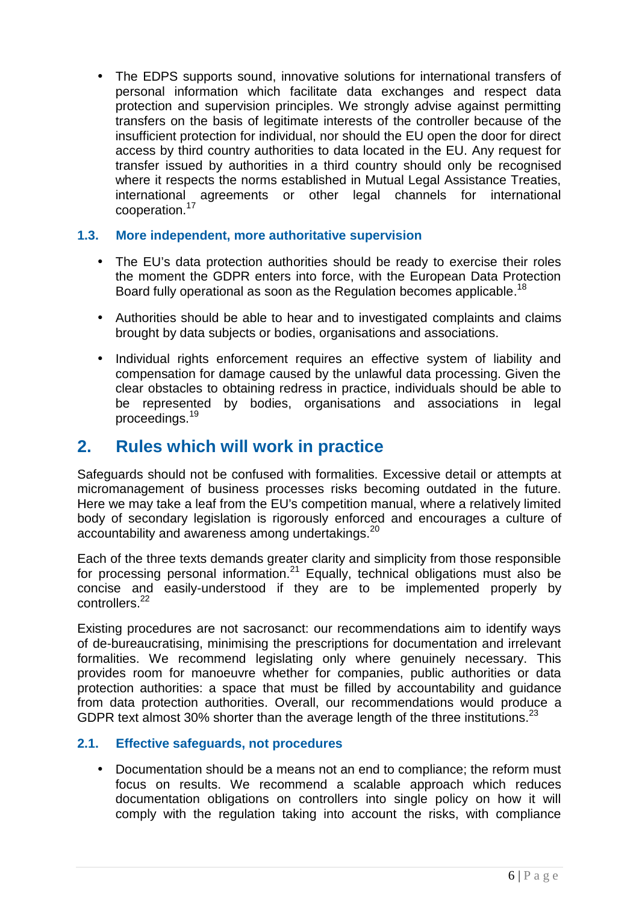- The EDPS supports sound, innovative solutions for international transfers of personal information which facilitate data exchanges and respect data protection and supervision principles. We strongly advise against permitting transfers on the basis of legitimate interests of the controller because of the insufficient protection for individual, nor should the EU open the door for direct access by third country authorities to data located in the EU. Any request for transfer issued by authorities in a third country should only be recognised where it respects the norms established in Mutual Legal Assistance Treaties, international agreements or other legal channels for international cooperation.[17]

### 1.3. More independent, more authoritative supervision

- The EU's data protection authorities should be ready to exercise their roles the moment the GDPR enters into force, with the European Data Protection Board fully operational as soon as the Regulation becomes applicable.[18]

- Authorities should be able to hear and to investigated complaints and claims brought by data subjects or bodies, organisations and associations.

- Individual rights enforcement requires an effective system of liability and compensation for damage caused by the unlawful data processing. Given the clear obstacles to obtaining redress in practice, individuals should be able to be represented by bodies, organisations and associations in legal proceedings.[19]

## 2. Rules which will work in practice

Safeguards should not be confused with formalities. Excessive detail or attempts at micromanagement of business processes risks becoming outdated in the future. Here we may take a leaf from the EU's competition manual, where a relatively limited body of secondary legislation is rigorously enforced and encourages a culture of accountability and awareness among undertakings.[20]

Each of the three texts demands greater clarity and simplicity from those responsible for processing personal information.[21] Equally, technical obligations must also be concise and easily-understood if they are to be implemented properly by controllers.[22]

Existing procedures are not sacrosanct: our recommendations aim to identify ways of de-bureaucratising, minimising the prescriptions for documentation and irrelevant formalities. We recommend legislating only where genuinely necessary. This provides room for manoeuvre whether for companies, public authorities or data protection authorities: a space that must be filled by accountability and guidance from data protection authorities. Overall, our recommendations would produce a GDPR text almost 30% shorter than the average length of the three institutions.[23]

### 2.1. Effective safeguards, not procedures

- Documentation should be a means not an end to compliance; the reform must focus on results. We recommend a scalable approach which reduces documentation obligations on controllers into single policy on how it will comply with the regulation taking into account the risks, with compliance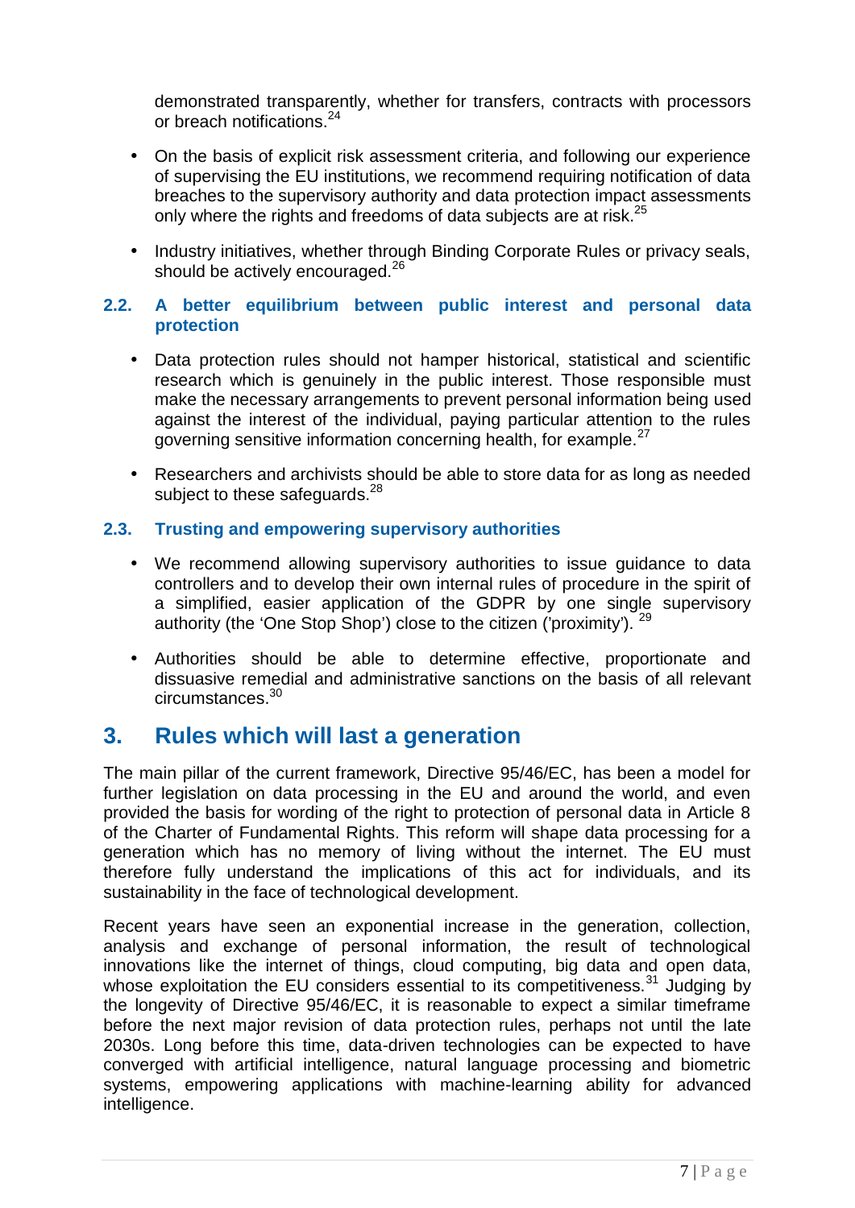demonstrated transparently, whether for transfers, contracts with processors or breach notifications.[24]

- On the basis of explicit risk assessment criteria, and following our experience of supervising the EU institutions, we recommend requiring notification of data breaches to the supervisory authority and data protection impact assessments only where the rights and freedoms of data subjects are at risk.[25]
- Industry initiatives, whether through Binding Corporate Rules or privacy seals, should be actively encouraged.[26]

### 2.2. A better equilibrium between public interest and personal data protection

- Data protection rules should not hamper historical, statistical and scientific research which is genuinely in the public interest. Those responsible must make the necessary arrangements to prevent personal information being used against the interest of the individual, paying particular attention to the rules governing sensitive information concerning health, for example.[27]
- Researchers and archivists should be able to store data for as long as needed subject to these safeguards.[28]

### 2.3. Trusting and empowering supervisory authorities

- We recommend allowing supervisory authorities to issue guidance to data controllers and to develop their own internal rules of procedure in the spirit of a simplified, easier application of the GDPR by one single supervisory authority (the 'One Stop Shop') close to the citizen ('proximity'). [29]
- Authorities should be able to determine effective, proportionate and dissuasive remedial and administrative sanctions on the basis of all relevant circumstances.[30]

## 3. Rules which will last a generation

The main pillar of the current framework, Directive 95/46/EC, has been a model for further legislation on data processing in the EU and around the world, and even provided the basis for wording of the right to protection of personal data in Article 8 of the Charter of Fundamental Rights. This reform will shape data processing for a generation which has no memory of living without the internet. The EU must therefore fully understand the implications of this act for individuals, and its sustainability in the face of technological development.

Recent years have seen an exponential increase in the generation, collection, analysis and exchange of personal information, the result of technological innovations like the internet of things, cloud computing, big data and open data, whose exploitation the EU considers essential to its competitiveness.[31] Judging by the longevity of Directive 95/46/EC, it is reasonable to expect a similar timeframe before the next major revision of data protection rules, perhaps not until the late 2030s. Long before this time, data-driven technologies can be expected to have converged with artificial intelligence, natural language processing and biometric systems, empowering applications with machine-learning ability for advanced intelligence.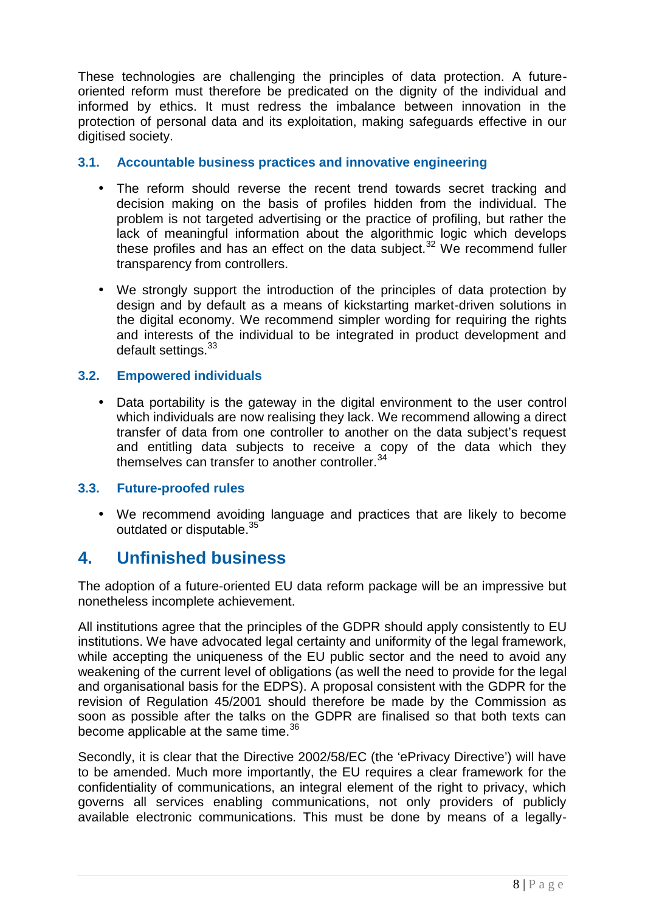These technologies are challenging the principles of data protection. A future-oriented reform must therefore be predicated on the dignity of the individual and informed by ethics. It must redress the imbalance between innovation in the protection of personal data and its exploitation, making safeguards effective in our digitised society.

### 3.1. Accountable business practices and innovative engineering

- The reform should reverse the recent trend towards secret tracking and decision making on the basis of profiles hidden from the individual. The problem is not targeted advertising or the practice of profiling, but rather the lack of meaningful information about the algorithmic logic which develops these profiles and has an effect on the data subject.[32] We recommend fuller transparency from controllers.
- We strongly support the introduction of the principles of data protection by design and by default as a means of kickstarting market-driven solutions in the digital economy. We recommend simpler wording for requiring the rights and interests of the individual to be integrated in product development and default settings.[33]

### 3.2. Empowered individuals

- Data portability is the gateway in the digital environment to the user control which individuals are now realising they lack. We recommend allowing a direct transfer of data from one controller to another on the data subject's request and entitling data subjects to receive a copy of the data which they themselves can transfer to another controller.[34]

### 3.3. Future-proofed rules

- We recommend avoiding language and practices that are likely to become outdated or disputable.[35]

## 4. Unfinished business

The adoption of a future-oriented EU data reform package will be an impressive but nonetheless incomplete achievement.

All institutions agree that the principles of the GDPR should apply consistently to EU institutions. We have advocated legal certainty and uniformity of the legal framework, while accepting the uniqueness of the EU public sector and the need to avoid any weakening of the current level of obligations (as well the need to provide for the legal and organisational basis for the EDPS). A proposal consistent with the GDPR for the revision of Regulation 45/2001 should therefore be made by the Commission as soon as possible after the talks on the GDPR are finalised so that both texts can become applicable at the same time.[36]

Secondly, it is clear that the Directive 2002/58/EC (the 'ePrivacy Directive') will have to be amended. Much more importantly, the EU requires a clear framework for the confidentiality of communications, an integral element of the right to privacy, which governs all services enabling communications, not only providers of publicly available electronic communications. This must be done by means of a legally-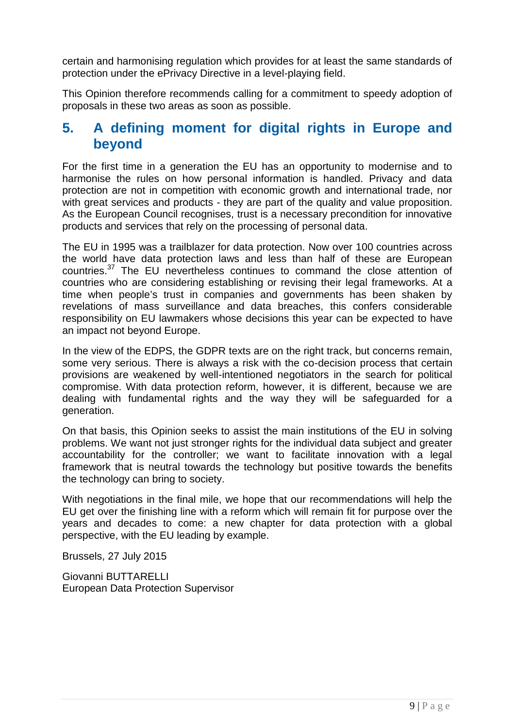certain and harmonising regulation which provides for at least the same standards of protection under the ePrivacy Directive in a level-playing field.

This Opinion therefore recommends calling for a commitment to speedy adoption of proposals in these two areas as soon as possible.

## 5. A defining moment for digital rights in Europe and beyond

For the first time in a generation the EU has an opportunity to modernise and to harmonise the rules on how personal information is handled. Privacy and data protection are not in competition with economic growth and international trade, nor with great services and products - they are part of the quality and value proposition. As the European Council recognises, trust is a necessary precondition for innovative products and services that rely on the processing of personal data.

The EU in 1995 was a trailblazer for data protection. Now over 100 countries across the world have data protection laws and less than half of these are European countries.[37] The EU nevertheless continues to command the close attention of countries who are considering establishing or revising their legal frameworks. At a time when people's trust in companies and governments has been shaken by revelations of mass surveillance and data breaches, this confers considerable responsibility on EU lawmakers whose decisions this year can be expected to have an impact not beyond Europe.

In the view of the EDPS, the GDPR texts are on the right track, but concerns remain, some very serious. There is always a risk with the co-decision process that certain provisions are weakened by well-intentioned negotiators in the search for political compromise. With data protection reform, however, it is different, because we are dealing with fundamental rights and the way they will be safeguarded for a generation.

On that basis, this Opinion seeks to assist the main institutions of the EU in solving problems. We want not just stronger rights for the individual data subject and greater accountability for the controller; we want to facilitate innovation with a legal framework that is neutral towards the technology but positive towards the benefits the technology can bring to society.

With negotiations in the final mile, we hope that our recommendations will help the EU get over the finishing line with a reform which will remain fit for purpose over the years and decades to come: a new chapter for data protection with a global perspective, with the EU leading by example.

Brussels, 27 July 2015

Giovanni BUTTARELLI
European Data Protection Supervisor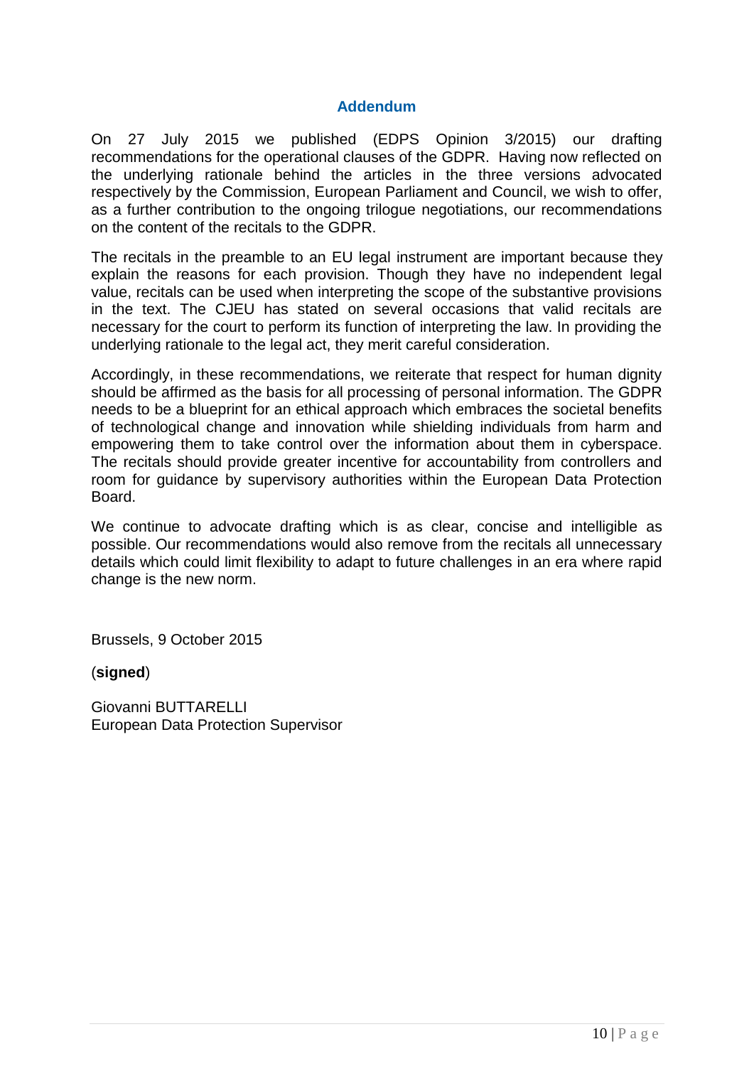## Addendum

On 27 July 2015 we published (EDPS Opinion 3/2015) our drafting recommendations for the operational clauses of the GDPR. Having now reflected on the underlying rationale behind the articles in the three versions advocated respectively by the Commission, European Parliament and Council, we wish to offer, as a further contribution to the ongoing trilogue negotiations, our recommendations on the content of the recitals to the GDPR.

The recitals in the preamble to an EU legal instrument are important because they explain the reasons for each provision. Though they have no independent legal value, recitals can be used when interpreting the scope of the substantive provisions in the text. The CJEU has stated on several occasions that valid recitals are necessary for the court to perform its function of interpreting the law. In providing the underlying rationale to the legal act, they merit careful consideration.

Accordingly, in these recommendations, we reiterate that respect for human dignity should be affirmed as the basis for all processing of personal information. The GDPR needs to be a blueprint for an ethical approach which embraces the societal benefits of technological change and innovation while shielding individuals from harm and empowering them to take control over the information about them in cyberspace. The recitals should provide greater incentive for accountability from controllers and room for guidance by supervisory authorities within the European Data Protection Board.

We continue to advocate drafting which is as clear, concise and intelligible as possible. Our recommendations would also remove from the recitals all unnecessary details which could limit flexibility to adapt to future challenges in an era where rapid change is the new norm.

Brussels, 9 October 2015

(**signed**)

Giovanni BUTTARELLI
European Data Protection Supervisor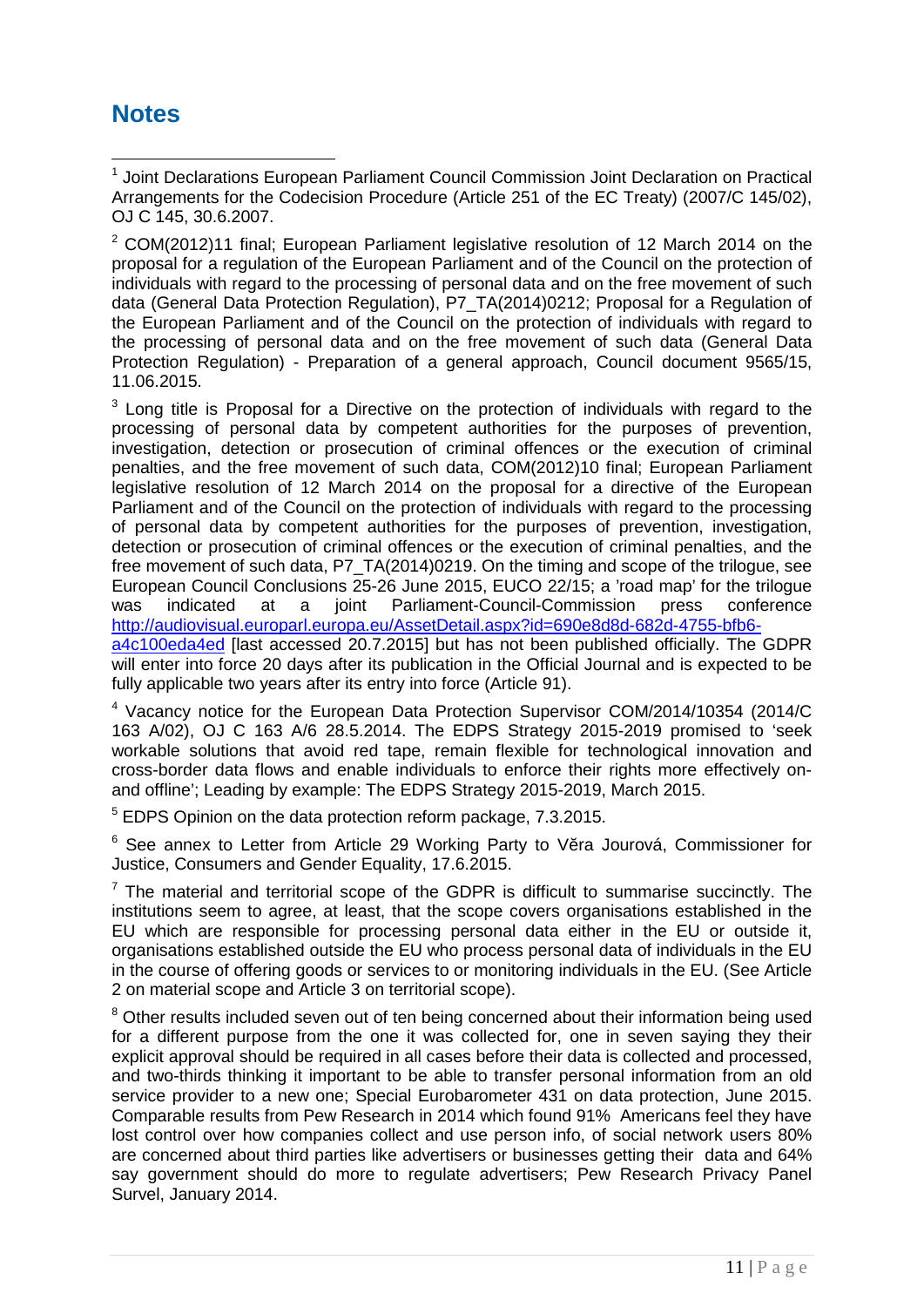## Notes

[1] Joint Declarations European Parliament Council Commission Joint Declaration on Practical Arrangements for the Codecision Procedure (Article 251 of the EC Treaty) (2007/C 145/02), OJ C 145, 30.6.2007.

[2] COM(2012)11 final; European Parliament legislative resolution of 12 March 2014 on the proposal for a regulation of the European Parliament and of the Council on the protection of individuals with regard to the processing of personal data and on the free movement of such data (General Data Protection Regulation), P7_TA(2014)0212; Proposal for a Regulation of the European Parliament and of the Council on the protection of individuals with regard to the processing of personal data and on the free movement of such data (General Data Protection Regulation) - Preparation of a general approach, Council document 9565/15, 11.06.2015.

[3] Long title is Proposal for a Directive on the protection of individuals with regard to the processing of personal data by competent authorities for the purposes of prevention, investigation, detection or prosecution of criminal offences or the execution of criminal penalties, and the free movement of such data, COM(2012)10 final; European Parliament legislative resolution of 12 March 2014 on the proposal for a directive of the European Parliament and of the Council on the protection of individuals with regard to the processing of personal data by competent authorities for the purposes of prevention, investigation, detection or prosecution of criminal offences or the execution of criminal penalties, and the free movement of such data, P7_TA(2014)0219. On the timing and scope of the trilogue, see European Council Conclusions 25-26 June 2015, EUCO 22/15; a 'road map' for the trilogue was indicated at a joint Parliament-Council-Commission press conference http://audiovisual.europarl.europa.eu/AssetDetail.aspx?id=690e8d8d-682d-4755-bfb6-a4c100eda4ed [last accessed 20.7.2015] but has not been published officially. The GDPR will enter into force 20 days after its publication in the Official Journal and is expected to be fully applicable two years after its entry into force (Article 91).

[4] Vacancy notice for the European Data Protection Supervisor COM/2014/10354 (2014/C 163 A/02), OJ C 163 A/6 28.5.2014. The EDPS Strategy 2015-2019 promised to 'seek workable solutions that avoid red tape, remain flexible for technological innovation and cross-border data flows and enable individuals to enforce their rights more effectively on- and offline'; Leading by example: The EDPS Strategy 2015-2019, March 2015.

[5] EDPS Opinion on the data protection reform package, 7.3.2015.

[6] See annex to Letter from Article 29 Working Party to Věra Jourová, Commissioner for Justice, Consumers and Gender Equality, 17.6.2015.

[7] The material and territorial scope of the GDPR is difficult to summarise succinctly. The institutions seem to agree, at least, that the scope covers organisations established in the EU which are responsible for processing personal data either in the EU or outside it, organisations established outside the EU who process personal data of individuals in the EU in the course of offering goods or services to or monitoring individuals in the EU. (See Article 2 on material scope and Article 3 on territorial scope).

[8] Other results included seven out of ten being concerned about their information being used for a different purpose from the one it was collected for, one in seven saying they their explicit approval should be required in all cases before their data is collected and processed, and two-thirds thinking it important to be able to transfer personal information from an old service provider to a new one; Special Eurobarometer 431 on data protection, June 2015. Comparable results from Pew Research in 2014 which found 91% Americans feel they have lost control over how companies collect and use person info, of social network users 80% are concerned about third parties like advertisers or businesses getting their data and 64% say government should do more to regulate advertisers; Pew Research Privacy Panel Survel, January 2014.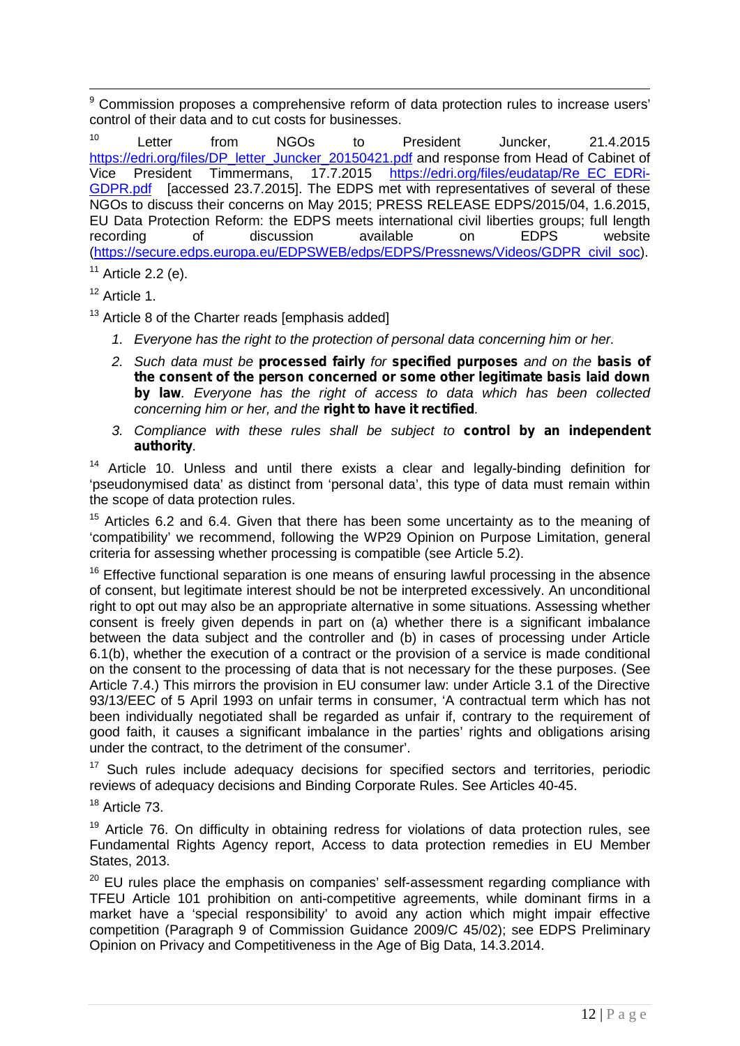[9] Commission proposes a comprehensive reform of data protection rules to increase users' control of their data and to cut costs for businesses.

[10] Letter from NGOs to President Juncker, 21.4.2015 https://edri.org/files/DP_letter_Juncker_20150421.pdf and response from Head of Cabinet of Vice President Timmermans, 17.7.2015 https://edri.org/files/eudatap/Re_EC_EDRi-GDPR.pdf [accessed 23.7.2015]. The EDPS met with representatives of several of these NGOs to discuss their concerns on May 2015; PRESS RELEASE EDPS/2015/04, 1.6.2015, EU Data Protection Reform: the EDPS meets international civil liberties groups; full length recording of discussion available on EDPS website (https://secure.edps.europa.eu/EDPSWEB/edps/EDPS/Pressnews/Videos/GDPR_civil_soc).

[11] Article 2.2 (e).

[12] Article 1.

[13] Article 8 of the Charter reads [emphasis added]

1. *Everyone has the right to the protection of personal data concerning him or her.*
2. *Such data must be* **processed fairly** *for* **specified purposes** *and on the* **basis of the consent of the person concerned or some other legitimate basis laid down by law**. *Everyone has the right of access to data which has been collected concerning him or her, and the* **right to have it rectified**.
3. *Compliance with these rules shall be subject to* **control by an independent authority**.

[14] Article 10. Unless and until there exists a clear and legally-binding definition for 'pseudonymised data' as distinct from 'personal data', this type of data must remain within the scope of data protection rules.

[15] Articles 6.2 and 6.4. Given that there has been some uncertainty as to the meaning of 'compatibility' we recommend, following the WP29 Opinion on Purpose Limitation, general criteria for assessing whether processing is compatible (see Article 5.2).

[16] Effective functional separation is one means of ensuring lawful processing in the absence of consent, but legitimate interest should be not be interpreted excessively. An unconditional right to opt out may also be an appropriate alternative in some situations. Assessing whether consent is freely given depends in part on (a) whether there is a significant imbalance between the data subject and the controller and (b) in cases of processing under Article 6.1(b), whether the execution of a contract or the provision of a service is made conditional on the consent to the processing of data that is not necessary for the these purposes. (See Article 7.4.) This mirrors the provision in EU consumer law: under Article 3.1 of the Directive 93/13/EEC of 5 April 1993 on unfair terms in consumer, 'A contractual term which has not been individually negotiated shall be regarded as unfair if, contrary to the requirement of good faith, it causes a significant imbalance in the parties' rights and obligations arising under the contract, to the detriment of the consumer'.

[17] Such rules include adequacy decisions for specified sectors and territories, periodic reviews of adequacy decisions and Binding Corporate Rules. See Articles 40-45.

[18] Article 73.

[19] Article 76. On difficulty in obtaining redress for violations of data protection rules, see Fundamental Rights Agency report, Access to data protection remedies in EU Member States, 2013.

[20] EU rules place the emphasis on companies' self-assessment regarding compliance with TFEU Article 101 prohibition on anti-competitive agreements, while dominant firms in a market have a 'special responsibility' to avoid any action which might impair effective competition (Paragraph 9 of Commission Guidance 2009/C 45/02); see EDPS Preliminary Opinion on Privacy and Competitiveness in the Age of Big Data, 14.3.2014.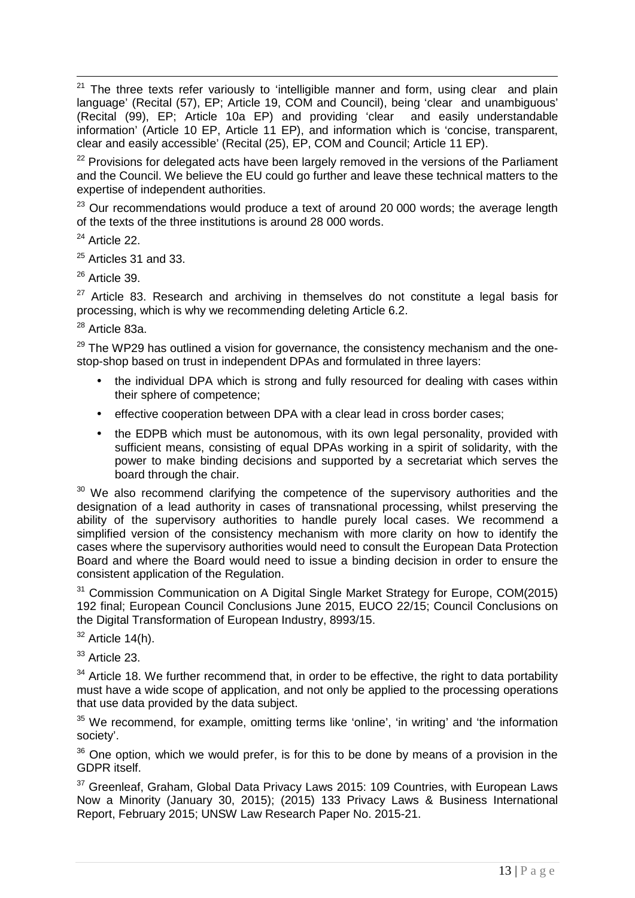[21] The three texts refer variously to 'intelligible manner and form, using clear and plain language' (Recital (57), EP; Article 19, COM and Council), being 'clear and unambiguous' (Recital (99), EP; Article 10a EP) and providing 'clear and easily understandable information' (Article 10 EP, Article 11 EP), and information which is 'concise, transparent, clear and easily accessible' (Recital (25), EP, COM and Council; Article 11 EP).

[22] Provisions for delegated acts have been largely removed in the versions of the Parliament and the Council. We believe the EU could go further and leave these technical matters to the expertise of independent authorities.

[23] Our recommendations would produce a text of around 20 000 words; the average length of the texts of the three institutions is around 28 000 words.

[24] Article 22.

[25] Articles 31 and 33.

[26] Article 39.

[27] Article 83. Research and archiving in themselves do not constitute a legal basis for processing, which is why we recommending deleting Article 6.2.

[28] Article 83a.

[29] The WP29 has outlined a vision for governance, the consistency mechanism and the one-stop-shop based on trust in independent DPAs and formulated in three layers:

- the individual DPA which is strong and fully resourced for dealing with cases within their sphere of competence;
- effective cooperation between DPA with a clear lead in cross border cases;
- the EDPB which must be autonomous, with its own legal personality, provided with sufficient means, consisting of equal DPAs working in a spirit of solidarity, with the power to make binding decisions and supported by a secretariat which serves the board through the chair.

[30] We also recommend clarifying the competence of the supervisory authorities and the designation of a lead authority in cases of transnational processing, whilst preserving the ability of the supervisory authorities to handle purely local cases. We recommend a simplified version of the consistency mechanism with more clarity on how to identify the cases where the supervisory authorities would need to consult the European Data Protection Board and where the Board would need to issue a binding decision in order to ensure the consistent application of the Regulation.

[31] Commission Communication on A Digital Single Market Strategy for Europe, COM(2015) 192 final; European Council Conclusions June 2015, EUCO 22/15; Council Conclusions on the Digital Transformation of European Industry, 8993/15.

[32] Article 14(h).

[33] Article 23.

[34] Article 18. We further recommend that, in order to be effective, the right to data portability must have a wide scope of application, and not only be applied to the processing operations that use data provided by the data subject.

[35] We recommend, for example, omitting terms like 'online', 'in writing' and 'the information society'.

[36] One option, which we would prefer, is for this to be done by means of a provision in the GDPR itself.

[37] Greenleaf, Graham, Global Data Privacy Laws 2015: 109 Countries, with European Laws Now a Minority (January 30, 2015); (2015) 133 Privacy Laws & Business International Report, February 2015; UNSW Law Research Paper No. 2015-21.